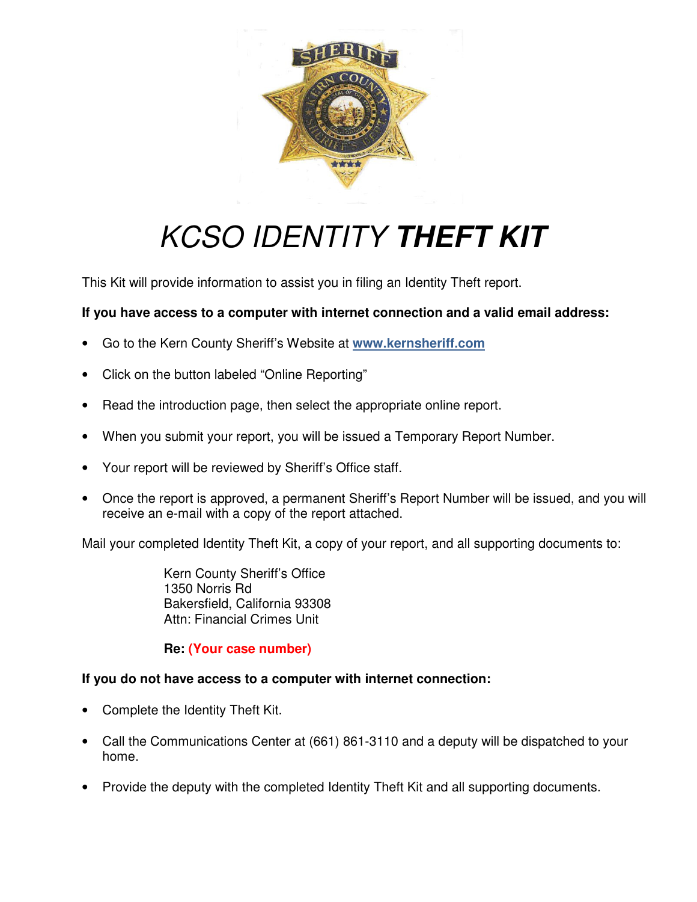# *KCSO IDENTITY* ***THEFT KIT***

This Kit will provide information to assist you in filing an Identity Theft report.

**If you have access to a computer with internet connection and a valid email address:**

- Go to the Kern County Sheriff's Website at **www.kernsheriff.com**
- Click on the button labeled "Online Reporting"
- Read the introduction page, then select the appropriate online report.
- When you submit your report, you will be issued a Temporary Report Number.
- Your report will be reviewed by Sheriff's Office staff.
- Once the report is approved, a permanent Sheriff's Report Number will be issued, and you will receive an e-mail with a copy of the report attached.

Mail your completed Identity Theft Kit, a copy of your report, and all supporting documents to:

Kern County Sheriff's Office
1350 Norris Rd
Bakersfield, California 93308
Attn: Financial Crimes Unit

**Re: (Your case number)**

**If you do not have access to a computer with internet connection:**

- Complete the Identity Theft Kit.
- Call the Communications Center at (661) 861-3110 and a deputy will be dispatched to your home.
- Provide the deputy with the completed Identity Theft Kit and all supporting documents.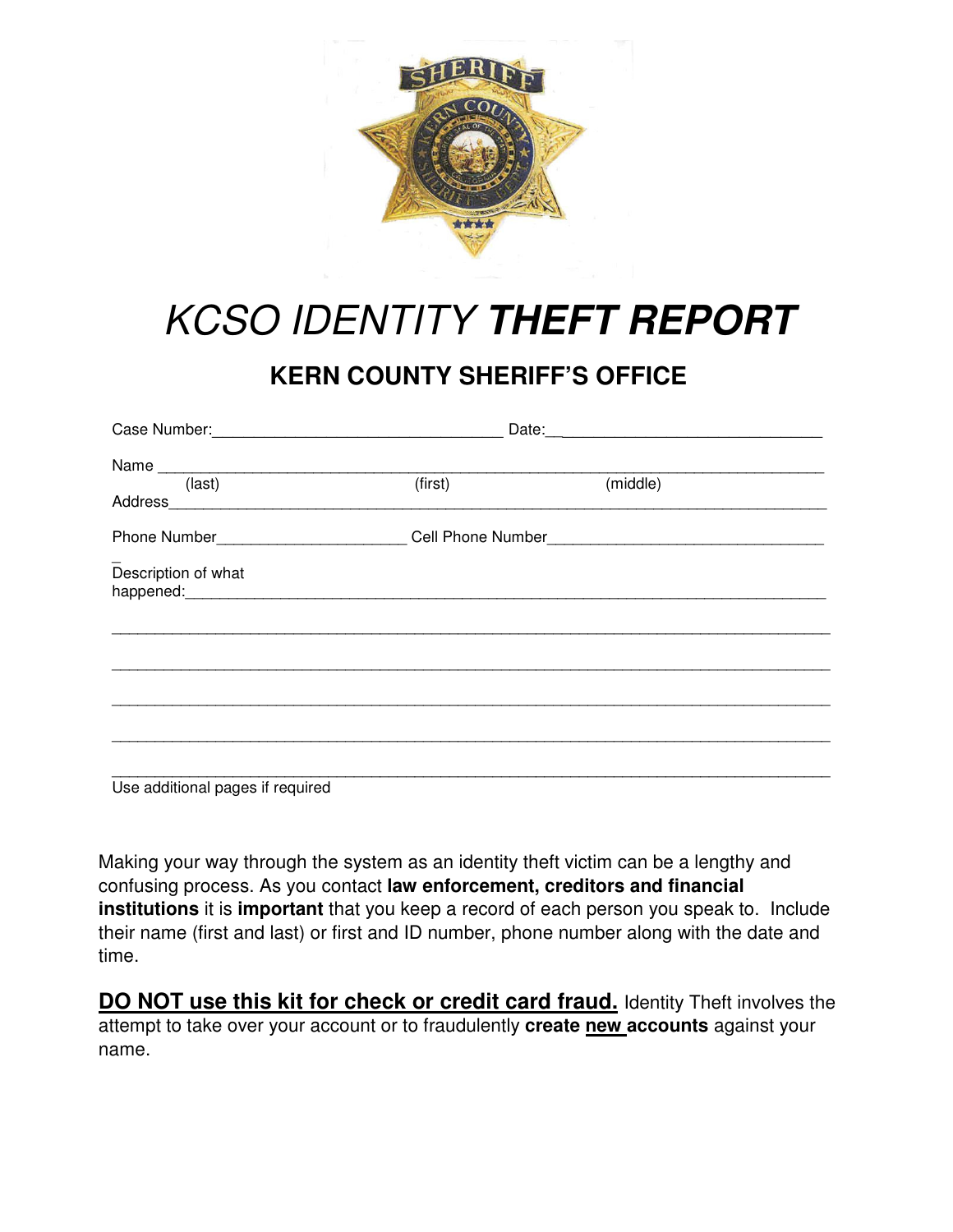# *KCSO IDENTITY* ***THEFT REPORT***

## KERN COUNTY SHERIFF'S OFFICE

Case Number:_________________________________ Date:________________________________

Name ___________________________________________________________________________
(last) (first) (middle)

Address_________________________________________________________________________

Phone Number_____________________ Cell Phone Number______________________________

Description of what happened:___________________________________________________________

_________________________________________________________________________________

_________________________________________________________________________________

_________________________________________________________________________________

_________________________________________________________________________________

_________________________________________________________________________________

Use additional pages if required

Making your way through the system as an identity theft victim can be a lengthy and confusing process. As you contact **law enforcement, creditors and financial institutions** it is **important** that you keep a record of each person you speak to. Include their name (first and last) or first and ID number, phone number along with the date and time.

**DO NOT use this kit for check or credit card fraud.** Identity Theft involves the attempt to take over your account or to fraudulently **create new accounts** against your name.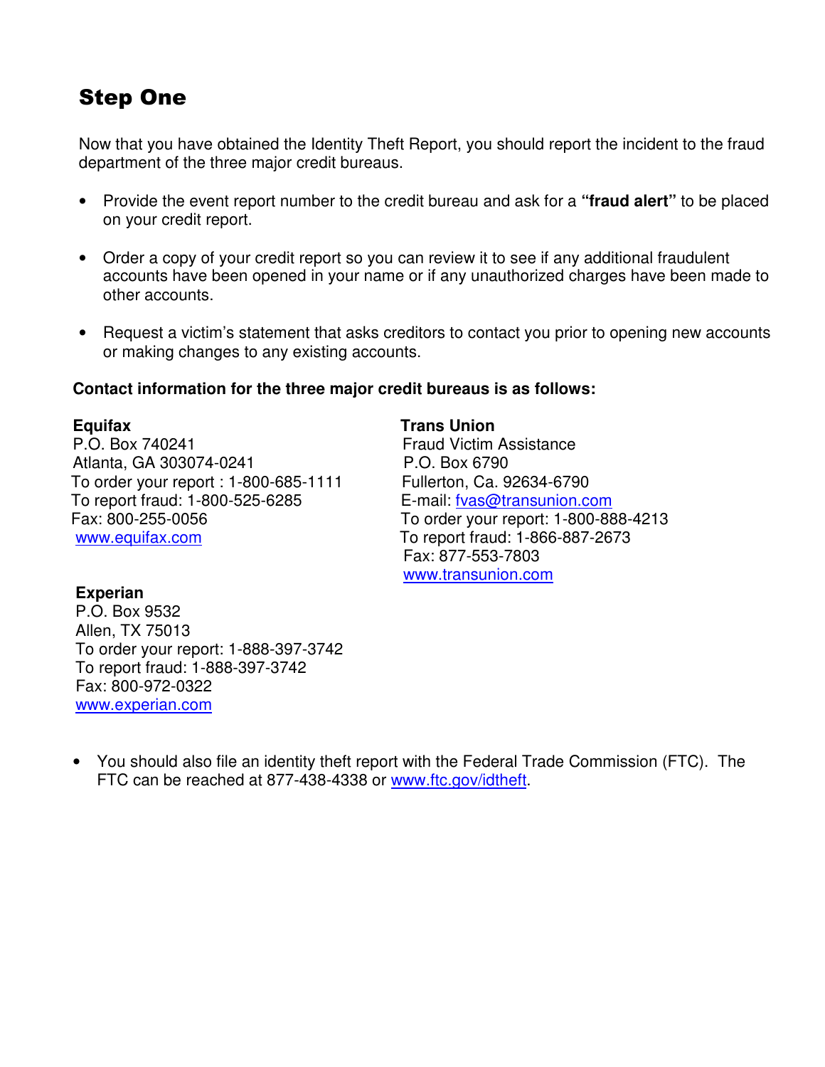## Step One

Now that you have obtained the Identity Theft Report, you should report the incident to the fraud department of the three major credit bureaus.

- Provide the event report number to the credit bureau and ask for a **"fraud alert"** to be placed on your credit report.
- Order a copy of your credit report so you can review it to see if any additional fraudulent accounts have been opened in your name or if any unauthorized charges have been made to other accounts.
- Request a victim's statement that asks creditors to contact you prior to opening new accounts or making changes to any existing accounts.

**Contact information for the three major credit bureaus is as follows:**

**Equifax**
P.O. Box 740241
Atlanta, GA 303074-0241
To order your report : 1-800-685-1111
To report fraud: 1-800-525-6285
Fax: 800-255-0056
www.equifax.com

**Trans Union**
Fraud Victim Assistance
P.O. Box 6790
Fullerton, Ca. 92634-6790
E-mail: fvas@transunion.com
To order your report: 1-800-888-4213
To report fraud: 1-866-887-2673
Fax: 877-553-7803
www.transunion.com

**Experian**
P.O. Box 9532
Allen, TX 75013
To order your report: 1-888-397-3742
To report fraud: 1-888-397-3742
Fax: 800-972-0322
www.experian.com

- You should also file an identity theft report with the Federal Trade Commission (FTC). The FTC can be reached at 877-438-4338 or www.ftc.gov/idtheft.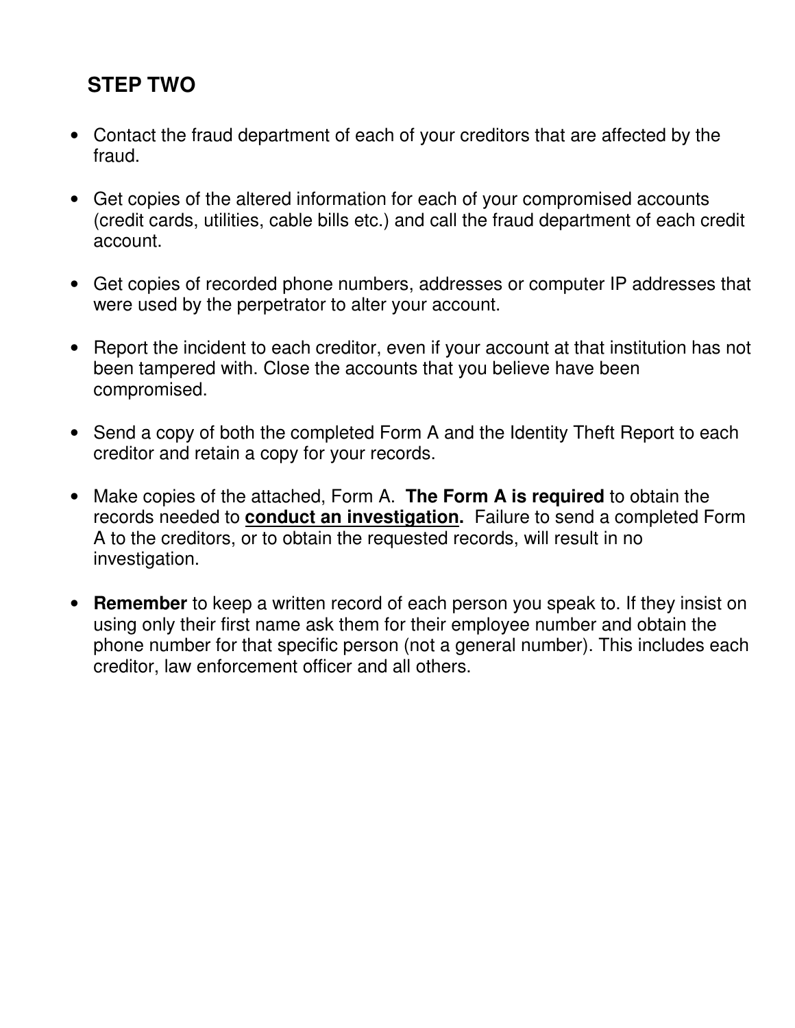## STEP TWO

- Contact the fraud department of each of your creditors that are affected by the fraud.

- Get copies of the altered information for each of your compromised accounts (credit cards, utilities, cable bills etc.) and call the fraud department of each credit account.

- Get copies of recorded phone numbers, addresses or computer IP addresses that were used by the perpetrator to alter your account.

- Report the incident to each creditor, even if your account at that institution has not been tampered with. Close the accounts that you believe have been compromised.

- Send a copy of both the completed Form A and the Identity Theft Report to each creditor and retain a copy for your records.

- Make copies of the attached, Form A. **The Form A is required** to obtain the records needed to **conduct an investigation.** Failure to send a completed Form A to the creditors, or to obtain the requested records, will result in no investigation.

- **Remember** to keep a written record of each person you speak to. If they insist on using only their first name ask them for their employee number and obtain the phone number for that specific person (not a general number). This includes each creditor, law enforcement officer and all others.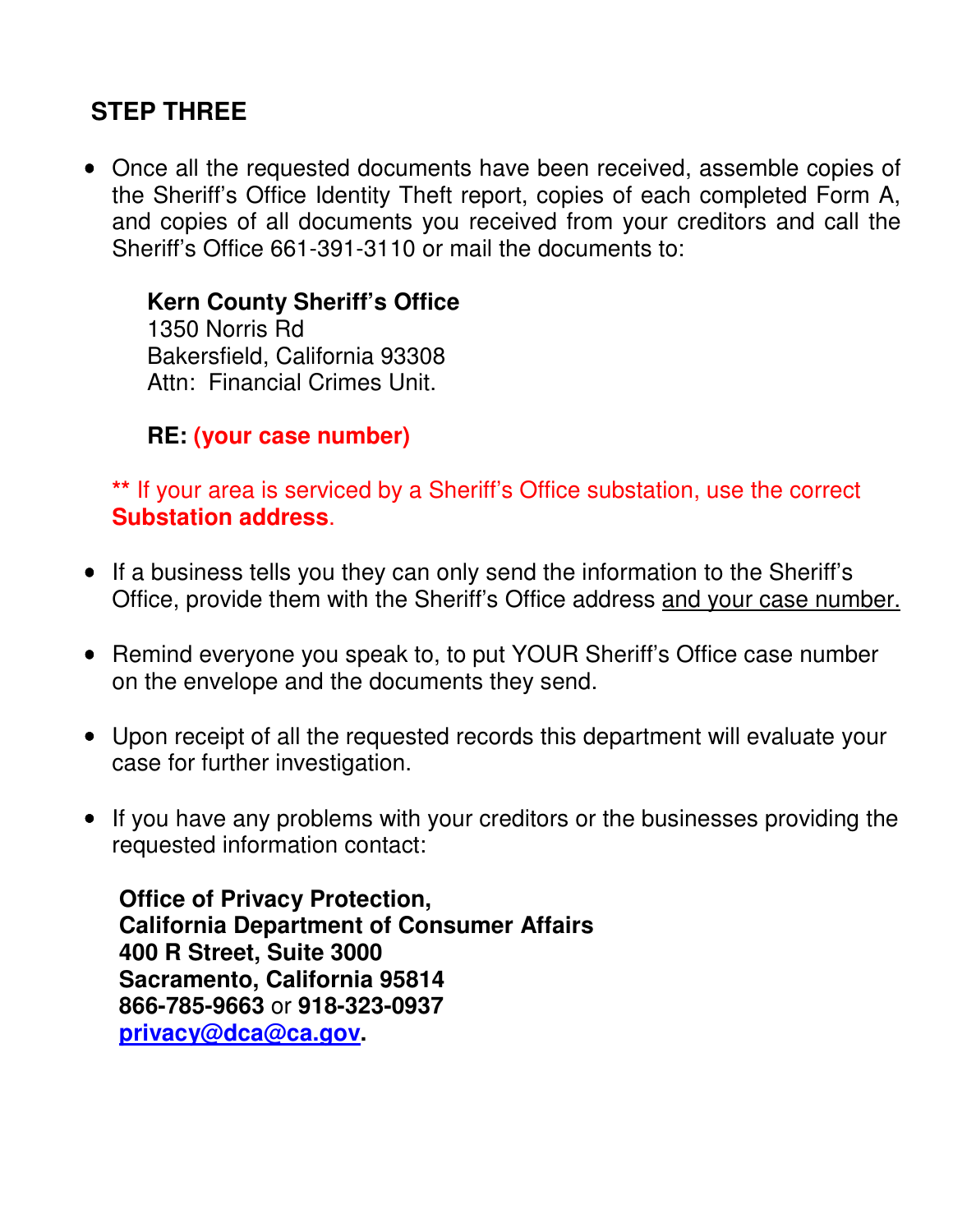## STEP THREE

- Once all the requested documents have been received, assemble copies of the Sheriff's Office Identity Theft report, copies of each completed Form A, and copies of all documents you received from your creditors and call the Sheriff's Office 661-391-3110 or mail the documents to:

  **Kern County Sheriff's Office**
  1350 Norris Rd
  Bakersfield, California 93308
  Attn: Financial Crimes Unit.

  **RE: (your case number)**

  ** If your area is serviced by a Sheriff's Office substation, use the correct **Substation address**.

- If a business tells you they can only send the information to the Sheriff's Office, provide them with the Sheriff's Office address and your case number.

- Remind everyone you speak to, to put YOUR Sheriff's Office case number on the envelope and the documents they send.

- Upon receipt of all the requested records this department will evaluate your case for further investigation.

- If you have any problems with your creditors or the businesses providing the requested information contact:

  **Office of Privacy Protection,**
  **California Department of Consumer Affairs**
  **400 R Street, Suite 3000**
  **Sacramento, California 95814**
  **866-785-9663** or **918-323-0937**
  **privacy@dca@ca.gov.**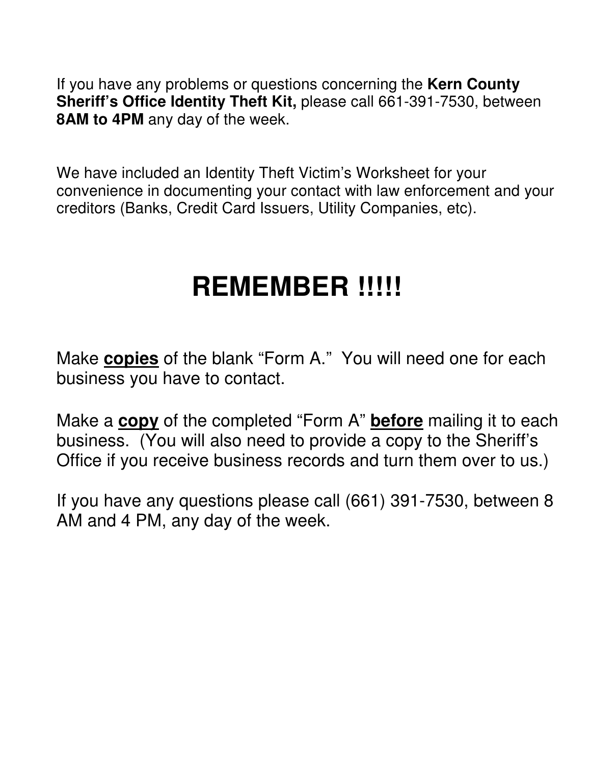If you have any problems or questions concerning the **Kern County Sheriff's Office Identity Theft Kit,** please call 661-391-7530, between **8AM to 4PM** any day of the week.

We have included an Identity Theft Victim's Worksheet for your convenience in documenting your contact with law enforcement and your creditors (Banks, Credit Card Issuers, Utility Companies, etc).

# REMEMBER !!!!!

Make **copies** of the blank "Form A." You will need one for each business you have to contact.

Make a **copy** of the completed "Form A" **before** mailing it to each business. (You will also need to provide a copy to the Sheriff's Office if you receive business records and turn them over to us.)

If you have any questions please call (661) 391-7530, between 8 AM and 4 PM, any day of the week.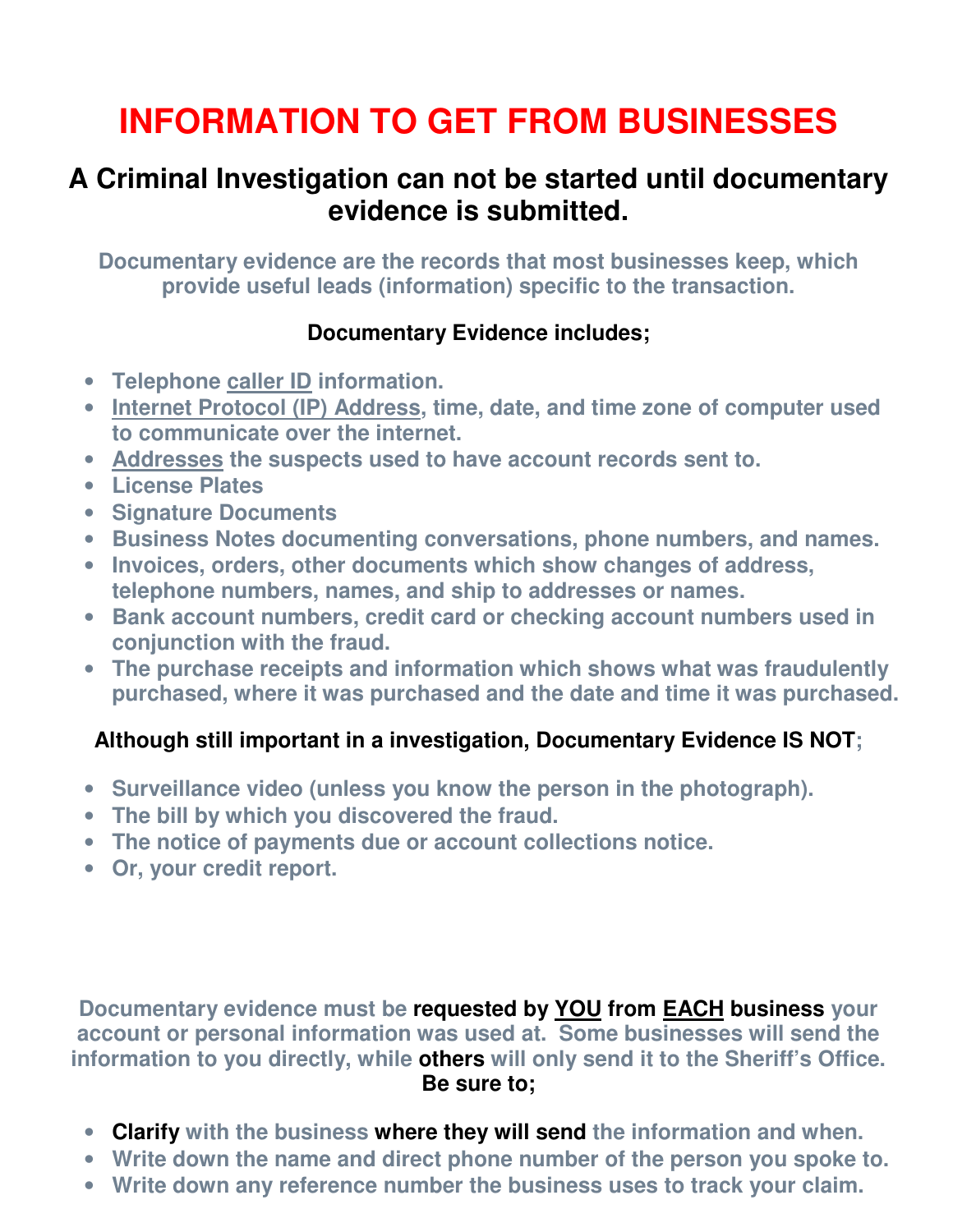# INFORMATION TO GET FROM BUSINESSES

## A Criminal Investigation can not be started until documentary evidence is submitted.

**Documentary evidence are the records that most businesses keep, which provide useful leads (information) specific to the transaction.**

**Documentary Evidence includes;**

- **Telephone caller ID information.**
- **Internet Protocol (IP) Address, time, date, and time zone of computer used to communicate over the internet.**
- **Addresses the suspects used to have account records sent to.**
- **License Plates**
- **Signature Documents**
- **Business Notes documenting conversations, phone numbers, and names.**
- **Invoices, orders, other documents which show changes of address, telephone numbers, names, and ship to addresses or names.**
- **Bank account numbers, credit card or checking account numbers used in conjunction with the fraud.**
- **The purchase receipts and information which shows what was fraudulently purchased, where it was purchased and the date and time it was purchased.**

**Although still important in a investigation, Documentary Evidence IS NOT;**

- **Surveillance video (unless you know the person in the photograph).**
- **The bill by which you discovered the fraud.**
- **The notice of payments due or account collections notice.**
- **Or, your credit report.**

**Documentary evidence must be requested by YOU from EACH business your account or personal information was used at. Some businesses will send the information to you directly, while others will only send it to the Sheriff's Office. Be sure to;**

- **Clarify with the business where they will send the information and when.**
- **Write down the name and direct phone number of the person you spoke to.**
- **Write down any reference number the business uses to track your claim.**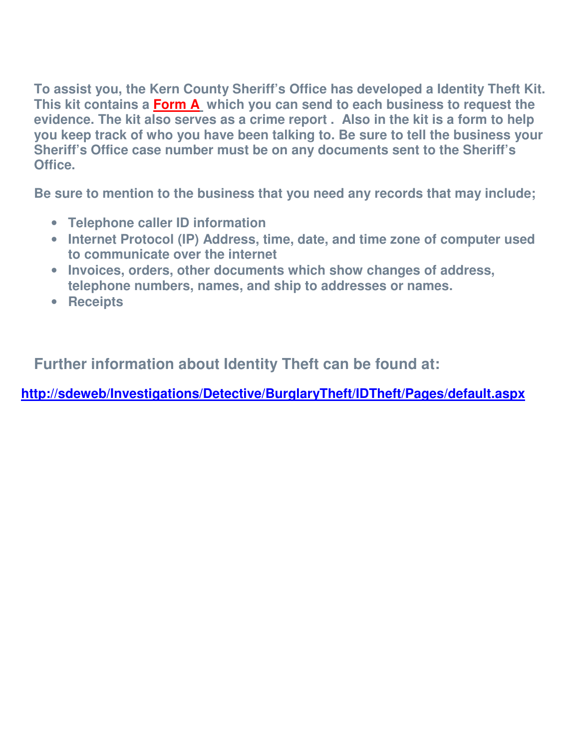**To assist you, the Kern County Sheriff's Office has developed a Identity Theft Kit. This kit contains a Form A which you can send to each business to request the evidence. The kit also serves as a crime report . Also in the kit is a form to help you keep track of who you have been talking to. Be sure to tell the business your Sheriff's Office case number must be on any documents sent to the Sheriff's Office.**

**Be sure to mention to the business that you need any records that may include;**

- **Telephone caller ID information**
- **Internet Protocol (IP) Address, time, date, and time zone of computer used to communicate over the internet**
- **Invoices, orders, other documents which show changes of address, telephone numbers, names, and ship to addresses or names.**
- **Receipts**

## Further information about Identity Theft can be found at:

**http://sdeweb/Investigations/Detective/BurglaryTheft/IDTheft/Pages/default.aspx**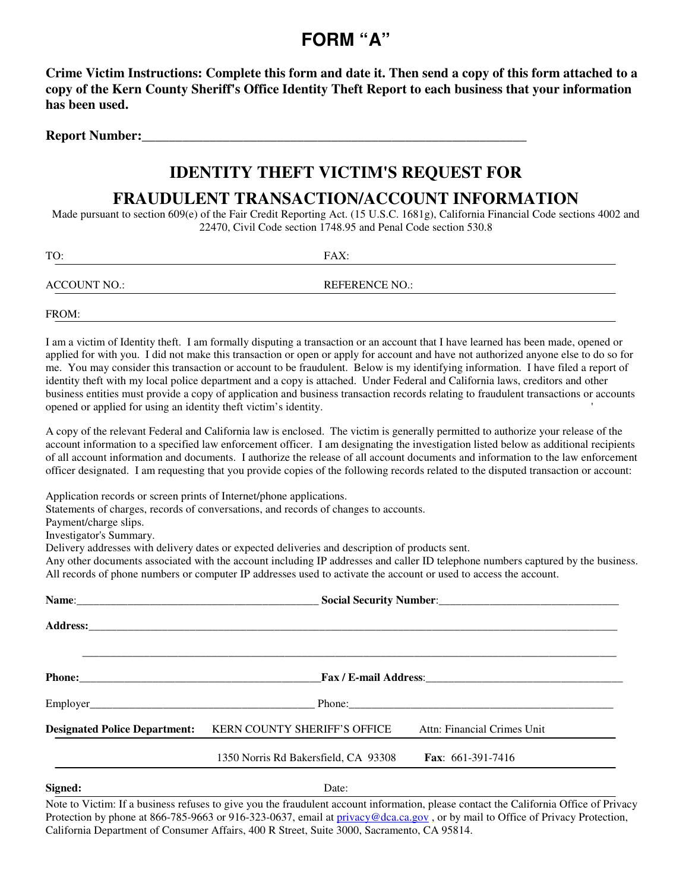# FORM "A"

**Crime Victim Instructions: Complete this form and date it. Then send a copy of this form attached to a copy of the Kern County Sheriff's Office Identity Theft Report to each business that your information has been used.**

**Report Number:**_______________________________________________________________

## IDENTITY THEFT VICTIM'S REQUEST FOR FRAUDULENT TRANSACTION/ACCOUNT INFORMATION

Made pursuant to section 609(e) of the Fair Credit Reporting Act. (15 U.S.C. 1681g), California Financial Code sections 4002 and 22470, Civil Code section 1748.95 and Penal Code section 530.8

TO: ______________________________________ FAX: ______________________________________

ACCOUNT NO.: ______________________________ REFERENCE NO.: ______________________________

FROM: ____________________________________________________________________________

I am a victim of Identity theft. I am formally disputing a transaction or an account that I have learned has been made, opened or applied for with you. I did not make this transaction or open or apply for account and have not authorized anyone else to do so for me. You may consider this transaction or account to be fraudulent. Below is my identifying information. I have filed a report of identity theft with my local police department and a copy is attached. Under Federal and California laws, creditors and other business entities must provide a copy of application and business transaction records relating to fraudulent transactions or accounts opened or applied for using an identity theft victim's identity.

A copy of the relevant Federal and California law is enclosed. The victim is generally permitted to authorize your release of the account information to a specified law enforcement officer. I am designating the investigation listed below as additional recipients of all account information and documents. I authorize the release of all account documents and information to the law enforcement officer designated. I am requesting that you provide copies of the following records related to the disputed transaction or account:

Application records or screen prints of Internet/phone applications.
Statements of charges, records of conversations, and records of changes to accounts.
Payment/charge slips.
Investigator's Summary.
Delivery addresses with delivery dates or expected deliveries and description of products sent.
Any other documents associated with the account including IP addresses and caller ID telephone numbers captured by the business.
All records of phone numbers or computer IP addresses used to activate the account or used to access the account.

**Name**:___________________________________________ **Social Security Number**:________________________________

**Address:**___________________________________________________________________________________________

_____________________________________________________________________________________________________

**Phone:**___________________________________________ **Fax / E-mail Address**:__________________________________

Employer_______________________________________ Phone:_______________________________________________

**Designated Police Department:** KERN COUNTY SHERIFF'S OFFICE Attn: Financial Crimes Unit

1350 Norris Rd Bakersfield, CA 93308 **Fax**: 661-391-7416

**Signed:** ______________________________ Date: ______________________________

Note to Victim: If a business refuses to give you the fraudulent account information, please contact the California Office of Privacy Protection by phone at 866-785-9663 or 916-323-0637, email at privacy@dca.ca.gov , or by mail to Office of Privacy Protection, California Department of Consumer Affairs, 400 R Street, Suite 3000, Sacramento, CA 95814.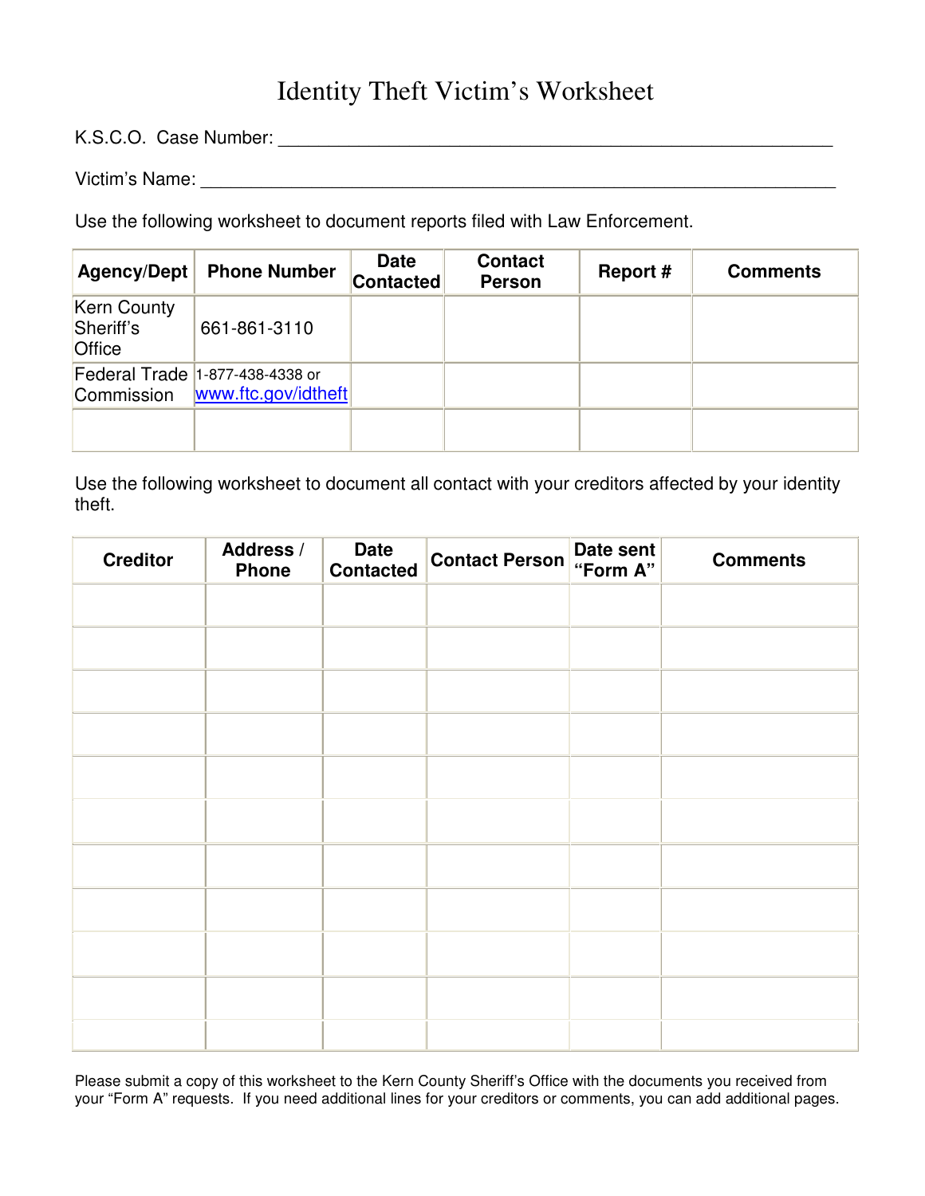# Identity Theft Victim's Worksheet

K.S.C.O. Case Number: ______________________________________________________

Victim's Name: ___________________________________________________________

Use the following worksheet to document reports filed with Law Enforcement.

| Agency/Dept | Phone Number | Date Contacted | Contact Person | Report # | Comments |
|---|---|---|---|---|---|
| Kern County Sheriff's Office | 661-861-3110 | | | | |
| Federal Trade Commission | 1-877-438-4338 or www.ftc.gov/idtheft | | | | |
| | | | | | |

Use the following worksheet to document all contact with your creditors affected by your identity theft.

| Creditor | Address / Phone | Date Contacted | Contact Person | Date sent "Form A" | Comments |
|---|---|---|---|---|---|
| | | | | | |
| | | | | | |
| | | | | | |
| | | | | | |
| | | | | | |
| | | | | | |
| | | | | | |
| | | | | | |
| | | | | | |
| | | | | | |
| | | | | | |

Please submit a copy of this worksheet to the Kern County Sheriff's Office with the documents you received from your "Form A" requests. If you need additional lines for your creditors or comments, you can add additional pages.